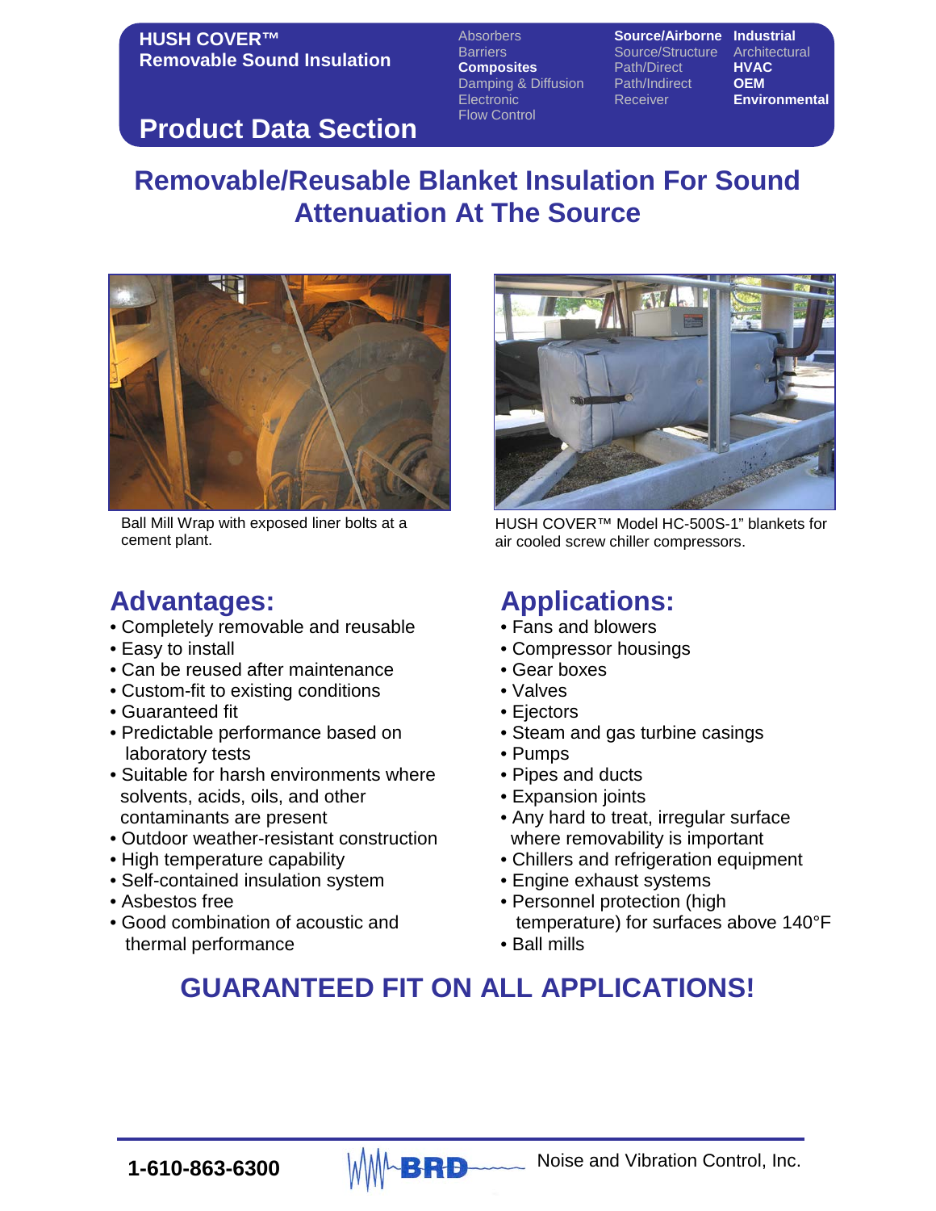**HUSH COVER™ Removable Sound Insulation**

Absorbers
Barriers
**Composites**
Damping & Diffusion
Electronic
Flow Control

**Source/Airborne**
Source/Structure
Path/Direct
Path/Indirect
Receiver

**Industrial**
Architectural
**HVAC**
**OEM**
**Environmental**

## Product Data Section

# Removable/Reusable Blanket Insulation For Sound Attenuation At The Source

Ball Mill Wrap with exposed liner bolts at a cement plant.

HUSH COVER™ Model HC-500S-1" blankets for air cooled screw chiller compressors.

## Advantages:

- Completely removable and reusable
- Easy to install
- Can be reused after maintenance
- Custom-fit to existing conditions
- Guaranteed fit
- Predictable performance based on laboratory tests
- Suitable for harsh environments where solvents, acids, oils, and other contaminants are present
- Outdoor weather-resistant construction
- High temperature capability
- Self-contained insulation system
- Asbestos free
- Good combination of acoustic and thermal performance

## Applications:

- Fans and blowers
- Compressor housings
- Gear boxes
- Valves
- Ejectors
- Steam and gas turbine casings
- Pumps
- Pipes and ducts
- Expansion joints
- Any hard to treat, irregular surface where removability is important
- Chillers and refrigeration equipment
- Engine exhaust systems
- Personnel protection (high temperature) for surfaces above 140°F
- Ball mills

## GUARANTEED FIT ON ALL APPLICATIONS!

**1-610-863-6300** BRD Noise and Vibration Control, Inc.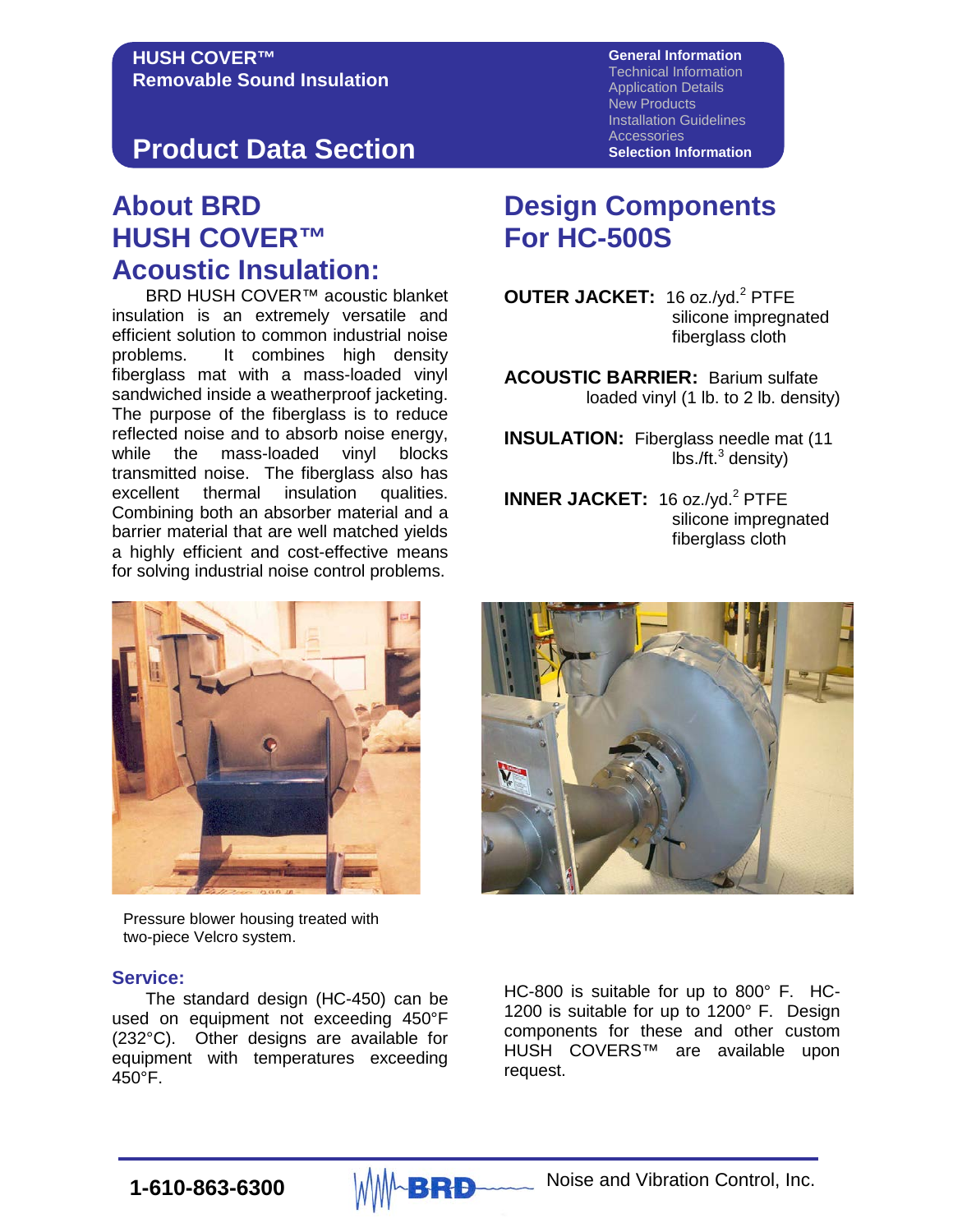**HUSH COVER™**
**Removable Sound Insulation**

## Product Data Section

**General Information**
Technical Information
Application Details
New Products
Installation Guidelines
Accessories
**Selection Information**

# About BRD HUSH COVER™ Acoustic Insulation:

BRD HUSH COVER™ acoustic blanket insulation is an extremely versatile and efficient solution to common industrial noise problems. It combines high density fiberglass mat with a mass-loaded vinyl sandwiched inside a weatherproof jacketing. The purpose of the fiberglass is to reduce reflected noise and to absorb noise energy, while the mass-loaded vinyl blocks transmitted noise. The fiberglass also has excellent thermal insulation qualities. Combining both an absorber material and a barrier material that are well matched yields a highly efficient and cost-effective means for solving industrial noise control problems.

Pressure blower housing treated with two-piece Velcro system.

### Service:

The standard design (HC-450) can be used on equipment not exceeding 450°F (232°C). Other designs are available for equipment with temperatures exceeding 450°F.

# Design Components For HC-500S

**OUTER JACKET:** 16 oz./yd.$^2$ PTFE silicone impregnated fiberglass cloth

**ACOUSTIC BARRIER:** Barium sulfate loaded vinyl (1 lb. to 2 lb. density)

**INSULATION:** Fiberglass needle mat (11 lbs./ft.$^3$ density)

**INNER JACKET:** 16 oz./yd.$^2$ PTFE silicone impregnated fiberglass cloth

HC-800 is suitable for up to 800° F. HC-1200 is suitable for up to 1200° F. Design components for these and other custom HUSH COVERS™ are available upon request.

**1-610-863-6300** BRD Noise and Vibration Control, Inc.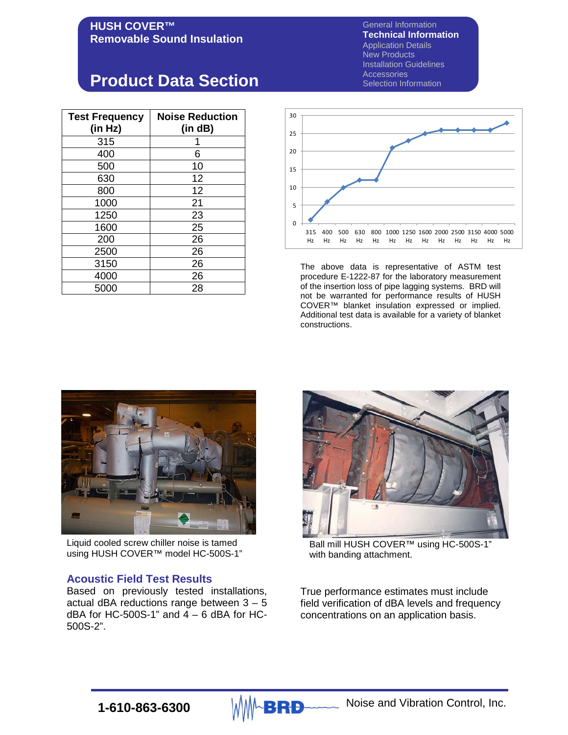**HUSH COVER™**
**Removable Sound Insulation**

# Product Data Section

General Information
**Technical Information**
Application Details
New Products
Installation Guidelines
Accessories
Selection Information

| Test Frequency (in Hz) | Noise Reduction (in dB) |
|---|---|
| 315 | 1 |
| 400 | 6 |
| 500 | 10 |
| 630 | 12 |
| 800 | 12 |
| 1000 | 21 |
| 1250 | 23 |
| 1600 | 25 |
| 200 | 26 |
| 2500 | 26 |
| 3150 | 26 |
| 4000 | 26 |
| 5000 | 28 |

The above data is representative of ASTM test procedure E-1222-87 for the laboratory measurement of the insertion loss of pipe lagging systems. BRD will not be warranted for performance results of HUSH COVER™ blanket insulation expressed or implied. Additional test data is available for a variety of blanket constructions.

Liquid cooled screw chiller noise is tamed using HUSH COVER™ model HC-500S-1"

Ball mill HUSH COVER™ using HC-500S-1" with banding attachment.

## Acoustic Field Test Results

Based on previously tested installations, actual dBA reductions range between 3 – 5 dBA for HC-500S-1" and 4 – 6 dBA for HC-500S-2".

True performance estimates must include field verification of dBA levels and frequency concentrations on an application basis.

1-610-863-6300 BRD Noise and Vibration Control, Inc.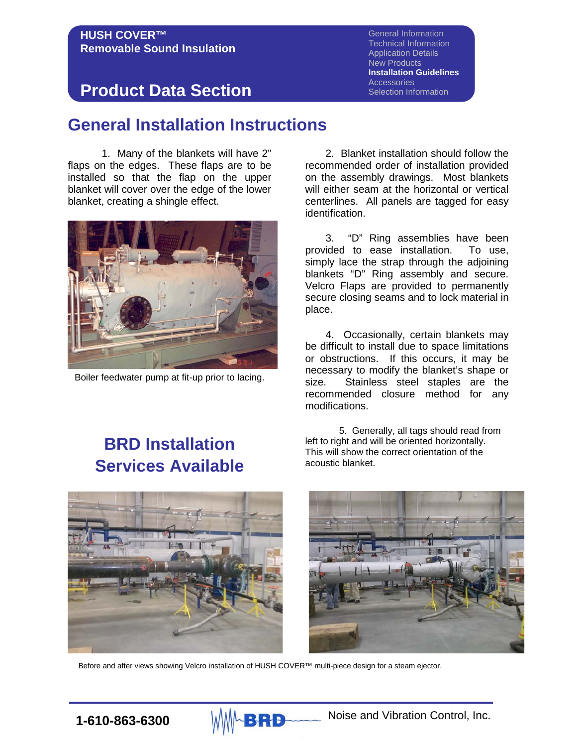**HUSH COVER™**
**Removable Sound Insulation**

## Product Data Section

General Information
Technical Information
Application Details
New Products
**Installation Guidelines**
Accessories
Selection Information

# General Installation Instructions

1. Many of the blankets will have 2" flaps on the edges. These flaps are to be installed so that the flap on the upper blanket will cover over the edge of the lower blanket, creating a shingle effect.

Boiler feedwater pump at fit-up prior to lacing.

2. Blanket installation should follow the recommended order of installation provided on the assembly drawings. Most blankets will either seam at the horizontal or vertical centerlines. All panels are tagged for easy identification.

3. "D" Ring assemblies have been provided to ease installation. To use, simply lace the strap through the adjoining blankets "D" Ring assembly and secure. Velcro Flaps are provided to permanently secure closing seams and to lock material in place.

4. Occasionally, certain blankets may be difficult to install due to space limitations or obstructions. If this occurs, it may be necessary to modify the blanket's shape or size. Stainless steel staples are the recommended closure method for any modifications.

5. Generally, all tags should read from left to right and will be oriented horizontally. This will show the correct orientation of the acoustic blanket.

## BRD Installation Services Available

Before and after views showing Velcro installation of HUSH COVER™ multi-piece design for a steam ejector.

**1-610-863-6300** BRD Noise and Vibration Control, Inc.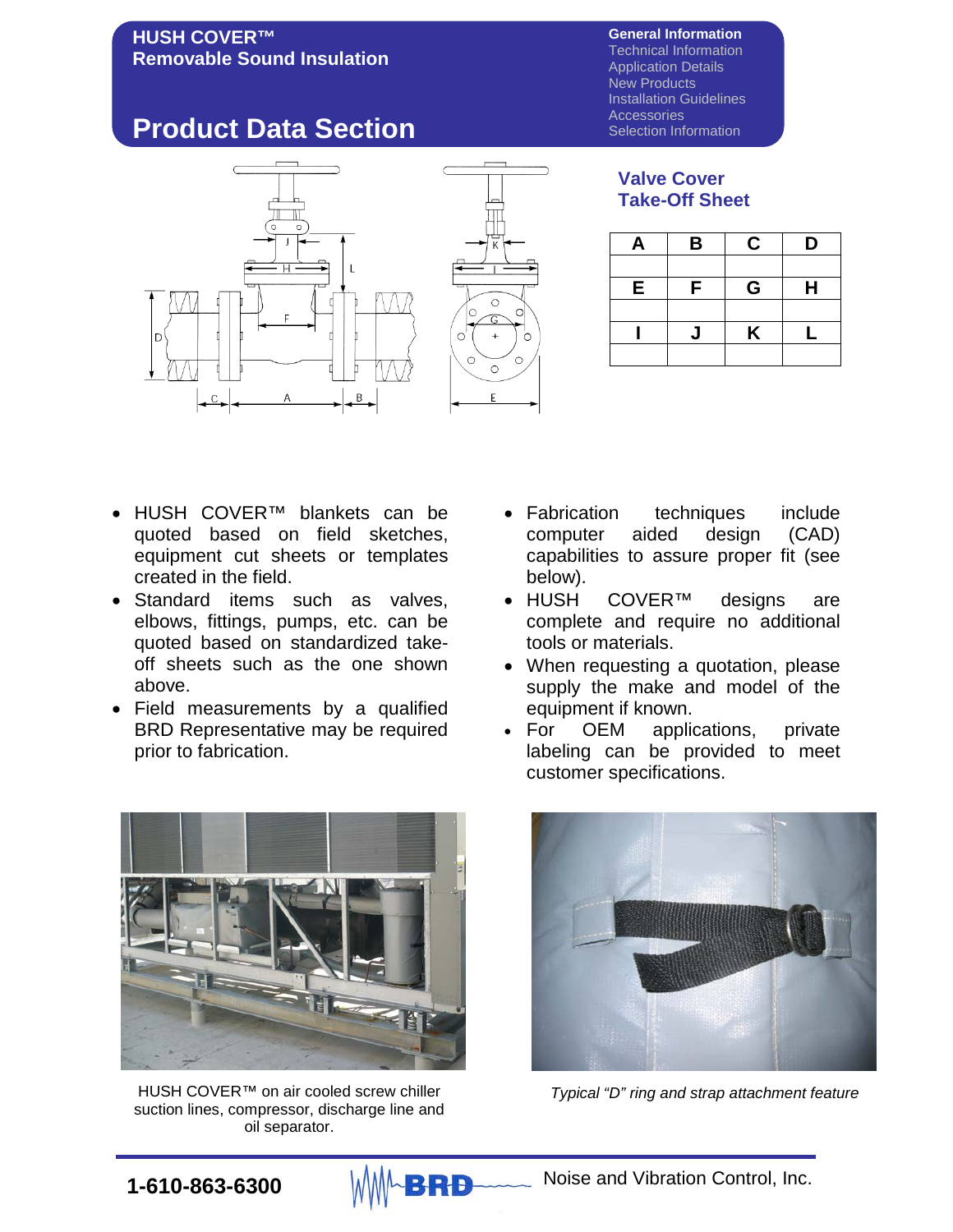# HUSH COVER™ Removable Sound Insulation

## Product Data Section

**General Information**
Technical Information
Application Details
New Products
Installation Guidelines
Accessories
Selection Information

### Valve Cover Take-Off Sheet

| A | B | C | D |
|---|---|---|---|
| | | | |
| **E** | **F** | **G** | **H** |
| | | | |
| **I** | **J** | **K** | **L** |
| | | | |

- HUSH COVER™ blankets can be quoted based on field sketches, equipment cut sheets or templates created in the field.
- Standard items such as valves, elbows, fittings, pumps, etc. can be quoted based on standardized take-off sheets such as the one shown above.
- Field measurements by a qualified BRD Representative may be required prior to fabrication.
- Fabrication techniques include computer aided design (CAD) capabilities to assure proper fit (see below).
- HUSH COVER™ designs are complete and require no additional tools or materials.
- When requesting a quotation, please supply the make and model of the equipment if known.
- For OEM applications, private labeling can be provided to meet customer specifications.

HUSH COVER™ on air cooled screw chiller suction lines, compressor, discharge line and oil separator.

*Typical "D" ring and strap attachment feature*

**1-610-863-6300** BRD Noise and Vibration Control, Inc.